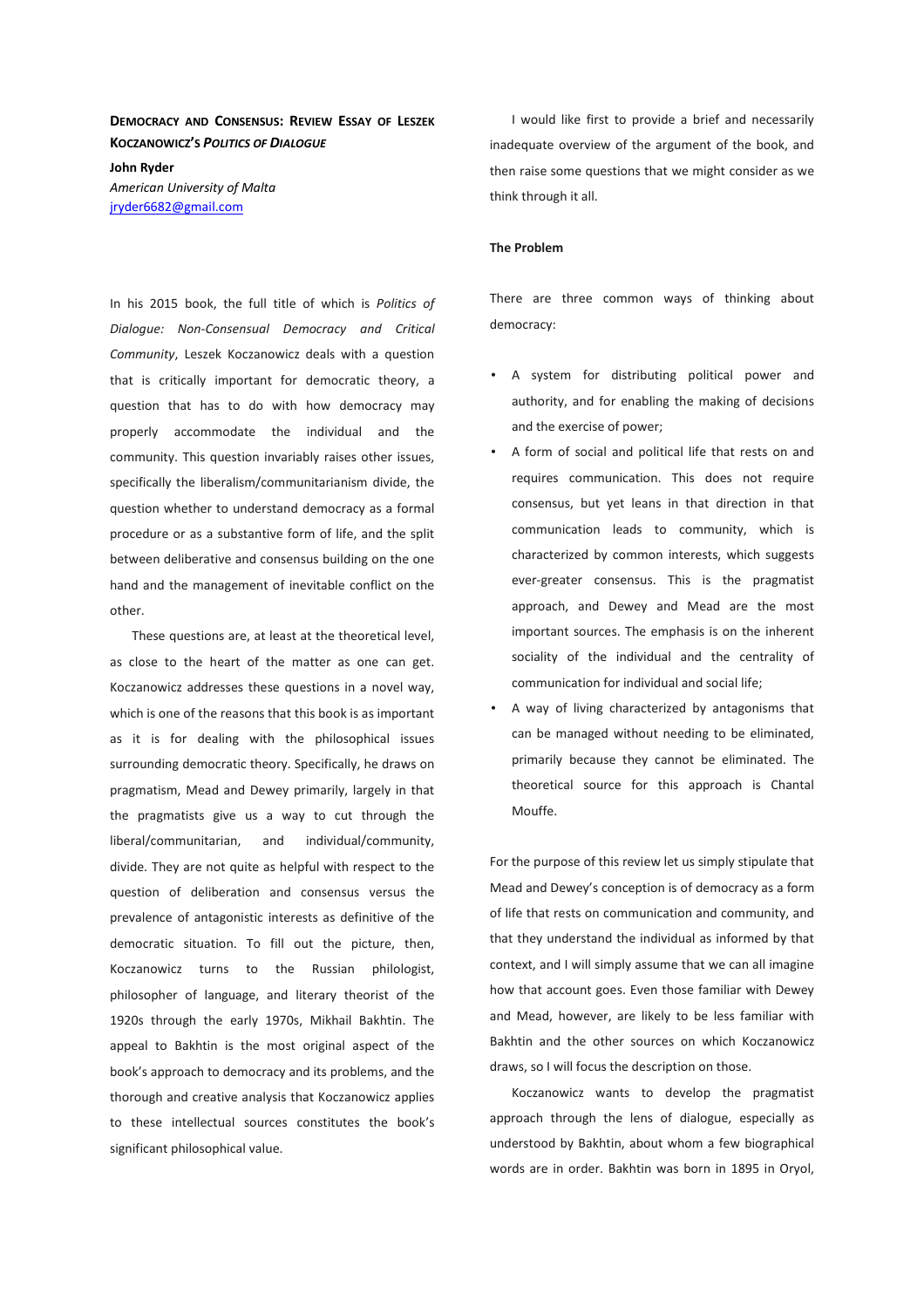# Democracy and Consensus: Review Essay of Leszek Koczanowicz's *Politics of Dialogue*

**John Ryder**
*American University of Malta*
jryder6682@gmail.com

In his 2015 book, the full title of which is *Politics of Dialogue: Non-Consensual Democracy and Critical Community*, Leszek Koczanowicz deals with a question that is critically important for democratic theory, a question that has to do with how democracy may properly accommodate the individual and the community. This question invariably raises other issues, specifically the liberalism/communitarianism divide, the question whether to understand democracy as a formal procedure or as a substantive form of life, and the split between deliberative and consensus building on the one hand and the management of inevitable conflict on the other.

These questions are, at least at the theoretical level, as close to the heart of the matter as one can get. Koczanowicz addresses these questions in a novel way, which is one of the reasons that this book is as important as it is for dealing with the philosophical issues surrounding democratic theory. Specifically, he draws on pragmatism, Mead and Dewey primarily, largely in that the pragmatists give us a way to cut through the liberal/communitarian, and individual/community, divide. They are not quite as helpful with respect to the question of deliberation and consensus versus the prevalence of antagonistic interests as definitive of the democratic situation. To fill out the picture, then, Koczanowicz turns to the Russian philologist, philosopher of language, and literary theorist of the 1920s through the early 1970s, Mikhail Bakhtin. The appeal to Bakhtin is the most original aspect of the book's approach to democracy and its problems, and the thorough and creative analysis that Koczanowicz applies to these intellectual sources constitutes the book's significant philosophical value.

I would like first to provide a brief and necessarily inadequate overview of the argument of the book, and then raise some questions that we might consider as we think through it all.

## The Problem

There are three common ways of thinking about democracy:

- A system for distributing political power and authority, and for enabling the making of decisions and the exercise of power;
- A form of social and political life that rests on and requires communication. This does not require consensus, but yet leans in that direction in that communication leads to community, which is characterized by common interests, which suggests ever-greater consensus. This is the pragmatist approach, and Dewey and Mead are the most important sources. The emphasis is on the inherent sociality of the individual and the centrality of communication for individual and social life;
- A way of living characterized by antagonisms that can be managed without needing to be eliminated, primarily because they cannot be eliminated. The theoretical source for this approach is Chantal Mouffe.

For the purpose of this review let us simply stipulate that Mead and Dewey's conception is of democracy as a form of life that rests on communication and community, and that they understand the individual as informed by that context, and I will simply assume that we can all imagine how that account goes. Even those familiar with Dewey and Mead, however, are likely to be less familiar with Bakhtin and the other sources on which Koczanowicz draws, so I will focus the description on those.

Koczanowicz wants to develop the pragmatist approach through the lens of dialogue, especially as understood by Bakhtin, about whom a few biographical words are in order. Bakhtin was born in 1895 in Oryol,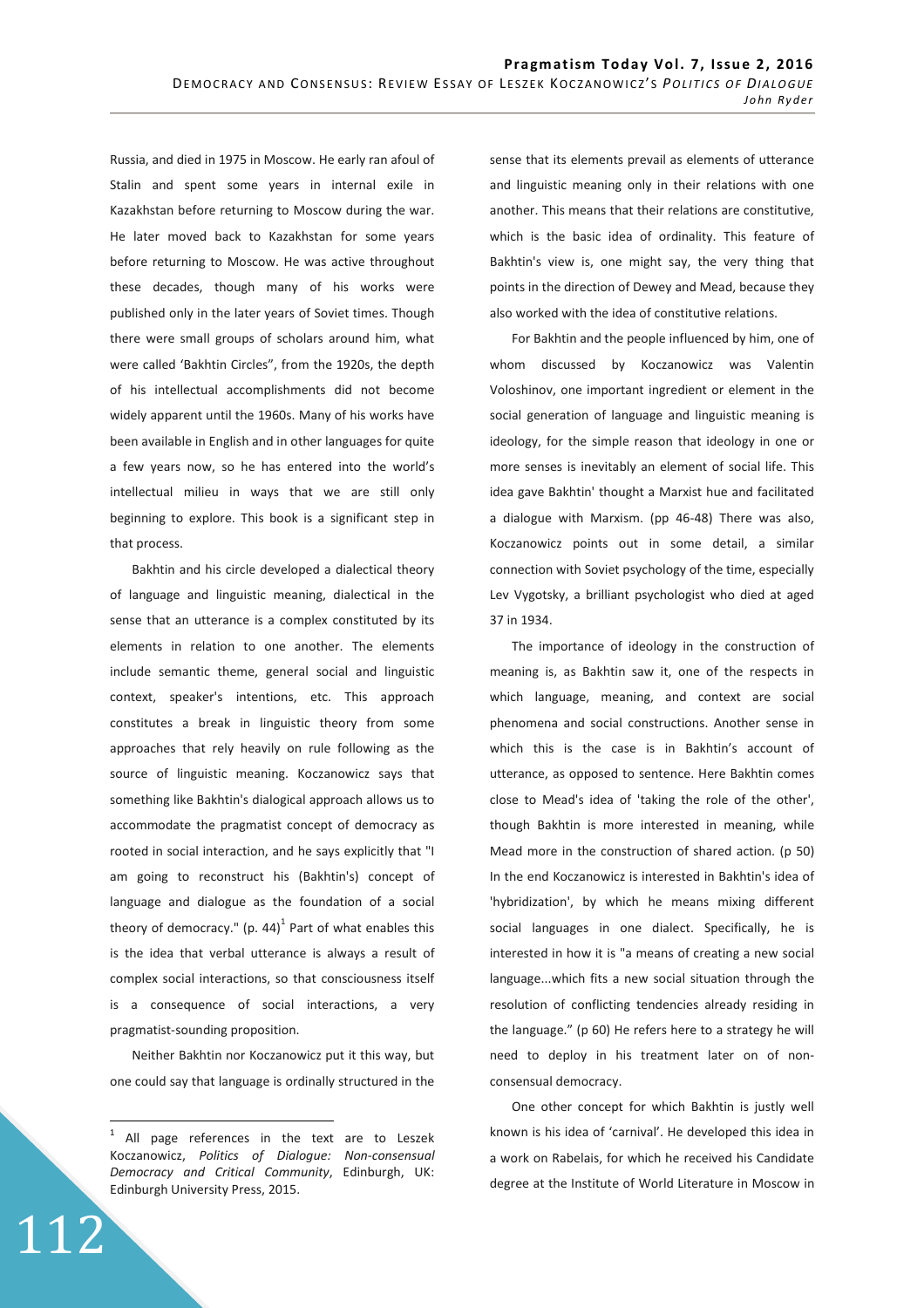Russia, and died in 1975 in Moscow. He early ran afoul of Stalin and spent some years in internal exile in Kazakhstan before returning to Moscow during the war. He later moved back to Kazakhstan for some years before returning to Moscow. He was active throughout these decades, though many of his works were published only in the later years of Soviet times. Though there were small groups of scholars around him, what were called 'Bakhtin Circles", from the 1920s, the depth of his intellectual accomplishments did not become widely apparent until the 1960s. Many of his works have been available in English and in other languages for quite a few years now, so he has entered into the world's intellectual milieu in ways that we are still only beginning to explore. This book is a significant step in that process.

Bakhtin and his circle developed a dialectical theory of language and linguistic meaning, dialectical in the sense that an utterance is a complex constituted by its elements in relation to one another. The elements include semantic theme, general social and linguistic context, speaker's intentions, etc. This approach constitutes a break in linguistic theory from some approaches that rely heavily on rule following as the source of linguistic meaning. Koczanowicz says that something like Bakhtin's dialogical approach allows us to accommodate the pragmatist concept of democracy as rooted in social interaction, and he says explicitly that "I am going to reconstruct his (Bakhtin's) concept of language and dialogue as the foundation of a social theory of democracy." (p. 44)[1] Part of what enables this is the idea that verbal utterance is always a result of complex social interactions, so that consciousness itself is a consequence of social interactions, a very pragmatist-sounding proposition.

Neither Bakhtin nor Koczanowicz put it this way, but one could say that language is ordinally structured in the sense that its elements prevail as elements of utterance and linguistic meaning only in their relations with one another. This means that their relations are constitutive, which is the basic idea of ordinality. This feature of Bakhtin's view is, one might say, the very thing that points in the direction of Dewey and Mead, because they also worked with the idea of constitutive relations.

For Bakhtin and the people influenced by him, one of whom discussed by Koczanowicz was Valentin Voloshinov, one important ingredient or element in the social generation of language and linguistic meaning is ideology, for the simple reason that ideology in one or more senses is inevitably an element of social life. This idea gave Bakhtin' thought a Marxist hue and facilitated a dialogue with Marxism. (pp 46-48) There was also, Koczanowicz points out in some detail, a similar connection with Soviet psychology of the time, especially Lev Vygotsky, a brilliant psychologist who died at aged 37 in 1934.

The importance of ideology in the construction of meaning is, as Bakhtin saw it, one of the respects in which language, meaning, and context are social phenomena and social constructions. Another sense in which this is the case is in Bakhtin's account of utterance, as opposed to sentence. Here Bakhtin comes close to Mead's idea of 'taking the role of the other', though Bakhtin is more interested in meaning, while Mead more in the construction of shared action. (p 50) In the end Koczanowicz is interested in Bakhtin's idea of 'hybridization', by which he means mixing different social languages in one dialect. Specifically, he is interested in how it is "a means of creating a new social language...which fits a new social situation through the resolution of conflicting tendencies already residing in the language." (p 60) He refers here to a strategy he will need to deploy in his treatment later on of non-consensual democracy.

One other concept for which Bakhtin is justly well known is his idea of 'carnival'. He developed this idea in a work on Rabelais, for which he received his Candidate degree at the Institute of World Literature in Moscow in

---

[1] All page references in the text are to Leszek Koczanowicz, *Politics of Dialogue: Non-consensual Democracy and Critical Community*, Edinburgh, UK: Edinburgh University Press, 2015.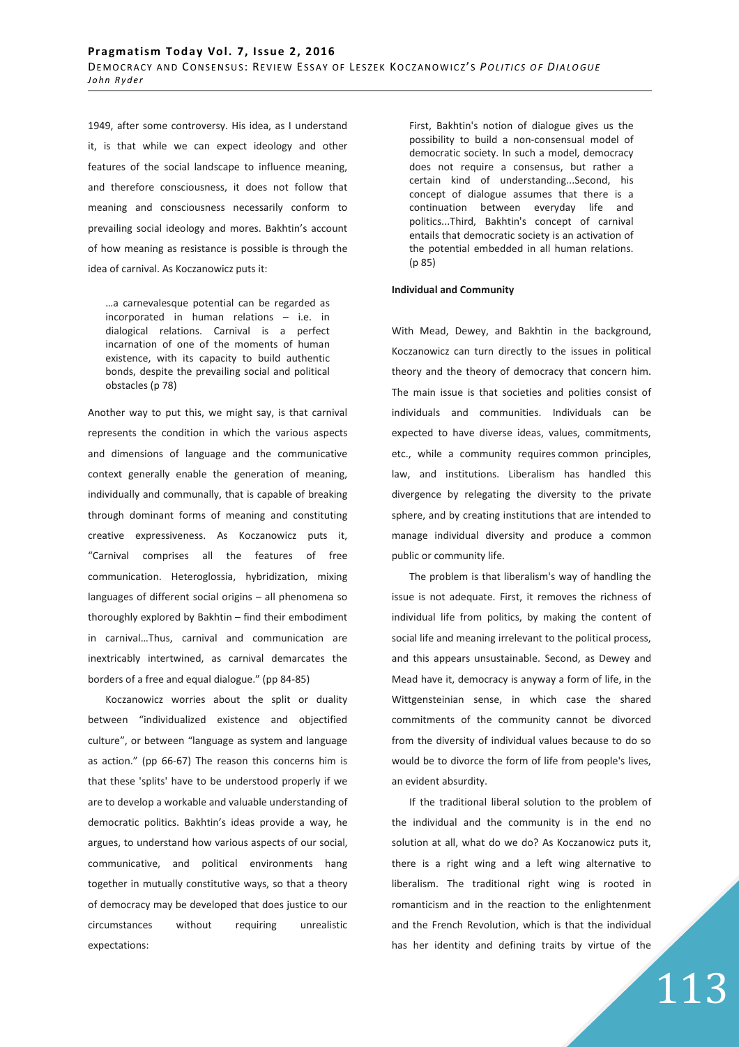1949, after some controversy. His idea, as I understand it, is that while we can expect ideology and other features of the social landscape to influence meaning, and therefore consciousness, it does not follow that meaning and consciousness necessarily conform to prevailing social ideology and mores. Bakhtin's account of how meaning as resistance is possible is through the idea of carnival. As Koczanowicz puts it:

> …a carnevalesque potential can be regarded as incorporated in human relations – i.e. in dialogical relations. Carnival is a perfect incarnation of one of the moments of human existence, with its capacity to build authentic bonds, despite the prevailing social and political obstacles (p 78)

Another way to put this, we might say, is that carnival represents the condition in which the various aspects and dimensions of language and the communicative context generally enable the generation of meaning, individually and communally, that is capable of breaking through dominant forms of meaning and constituting creative expressiveness. As Koczanowicz puts it, "Carnival comprises all the features of free communication. Heteroglossia, hybridization, mixing languages of different social origins – all phenomena so thoroughly explored by Bakhtin – find their embodiment in carnival…Thus, carnival and communication are inextricably intertwined, as carnival demarcates the borders of a free and equal dialogue." (pp 84-85)

Koczanowicz worries about the split or duality between "individualized existence and objectified culture", or between "language as system and language as action." (pp 66-67) The reason this concerns him is that these 'splits' have to be understood properly if we are to develop a workable and valuable understanding of democratic politics. Bakhtin's ideas provide a way, he argues, to understand how various aspects of our social, communicative, and political environments hang together in mutually constitutive ways, so that a theory of democracy may be developed that does justice to our circumstances without requiring unrealistic expectations:

> First, Bakhtin's notion of dialogue gives us the possibility to build a non-consensual model of democratic society. In such a model, democracy does not require a consensus, but rather a certain kind of understanding...Second, his concept of dialogue assumes that there is a continuation between everyday life and politics...Third, Bakhtin's concept of carnival entails that democratic society is an activation of the potential embedded in all human relations. (p 85)

**Individual and Community**

With Mead, Dewey, and Bakhtin in the background, Koczanowicz can turn directly to the issues in political theory and the theory of democracy that concern him. The main issue is that societies and polities consist of individuals and communities. Individuals can be expected to have diverse ideas, values, commitments, etc., while a community requires common principles, law, and institutions. Liberalism has handled this divergence by relegating the diversity to the private sphere, and by creating institutions that are intended to manage individual diversity and produce a common public or community life.

The problem is that liberalism's way of handling the issue is not adequate. First, it removes the richness of individual life from politics, by making the content of social life and meaning irrelevant to the political process, and this appears unsustainable. Second, as Dewey and Mead have it, democracy is anyway a form of life, in the Wittgensteinian sense, in which case the shared commitments of the community cannot be divorced from the diversity of individual values because to do so would be to divorce the form of life from people's lives, an evident absurdity.

If the traditional liberal solution to the problem of the individual and the community is in the end no solution at all, what do we do? As Koczanowicz puts it, there is a right wing and a left wing alternative to liberalism. The traditional right wing is rooted in romanticism and in the reaction to the enlightenment and the French Revolution, which is that the individual has her identity and defining traits by virtue of the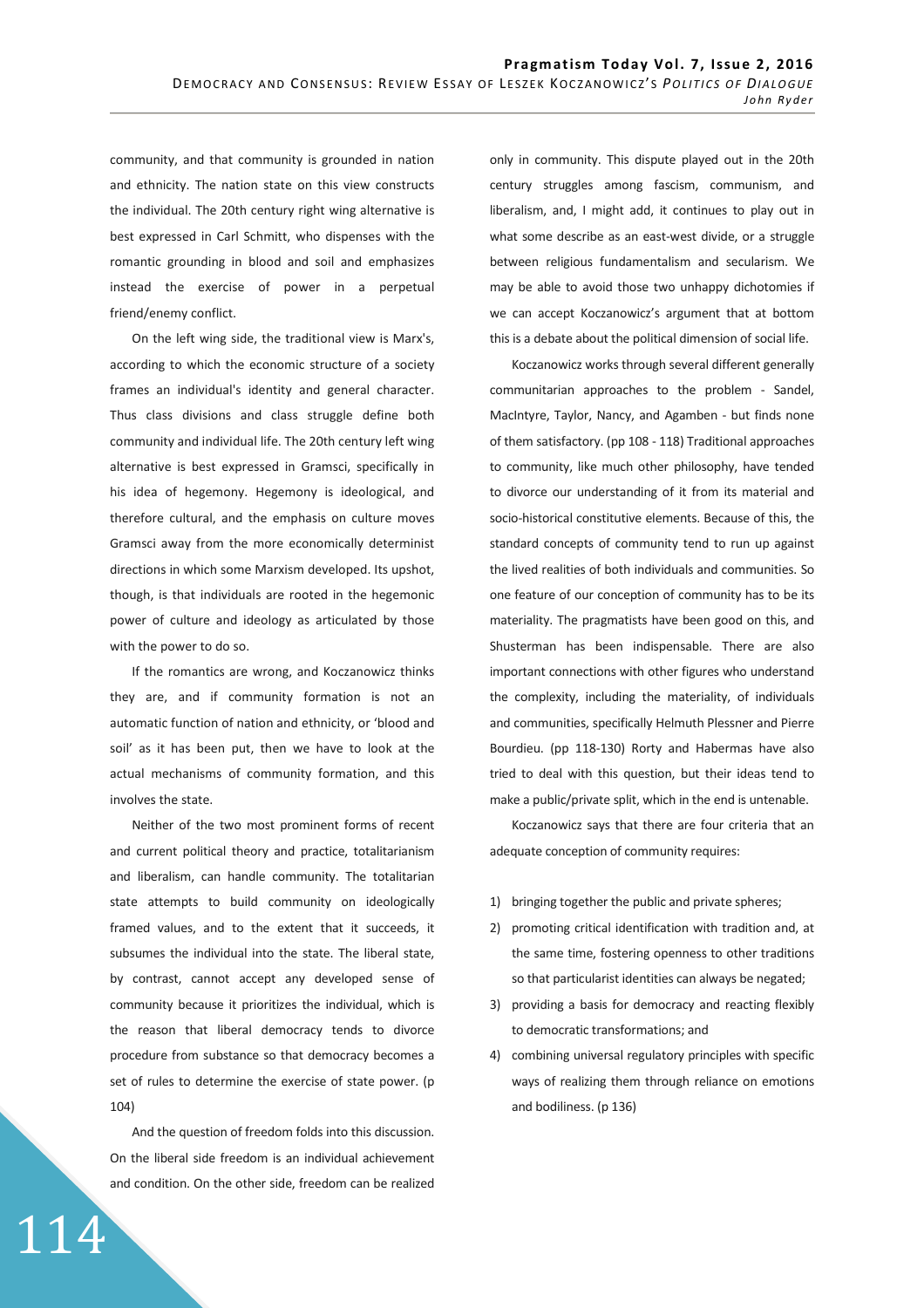community, and that community is grounded in nation and ethnicity. The nation state on this view constructs the individual. The 20th century right wing alternative is best expressed in Carl Schmitt, who dispenses with the romantic grounding in blood and soil and emphasizes instead the exercise of power in a perpetual friend/enemy conflict.

On the left wing side, the traditional view is Marx's, according to which the economic structure of a society frames an individual's identity and general character. Thus class divisions and class struggle define both community and individual life. The 20th century left wing alternative is best expressed in Gramsci, specifically in his idea of hegemony. Hegemony is ideological, and therefore cultural, and the emphasis on culture moves Gramsci away from the more economically determinist directions in which some Marxism developed. Its upshot, though, is that individuals are rooted in the hegemonic power of culture and ideology as articulated by those with the power to do so.

If the romantics are wrong, and Koczanowicz thinks they are, and if community formation is not an automatic function of nation and ethnicity, or 'blood and soil' as it has been put, then we have to look at the actual mechanisms of community formation, and this involves the state.

Neither of the two most prominent forms of recent and current political theory and practice, totalitarianism and liberalism, can handle community. The totalitarian state attempts to build community on ideologically framed values, and to the extent that it succeeds, it subsumes the individual into the state. The liberal state, by contrast, cannot accept any developed sense of community because it prioritizes the individual, which is the reason that liberal democracy tends to divorce procedure from substance so that democracy becomes a set of rules to determine the exercise of state power. (p 104)

And the question of freedom folds into this discussion. On the liberal side freedom is an individual achievement and condition. On the other side, freedom can be realized only in community. This dispute played out in the 20th century struggles among fascism, communism, and liberalism, and, I might add, it continues to play out in what some describe as an east-west divide, or a struggle between religious fundamentalism and secularism. We may be able to avoid those two unhappy dichotomies if we can accept Koczanowicz's argument that at bottom this is a debate about the political dimension of social life.

Koczanowicz works through several different generally communitarian approaches to the problem - Sandel, MacIntyre, Taylor, Nancy, and Agamben - but finds none of them satisfactory. (pp 108 - 118) Traditional approaches to community, like much other philosophy, have tended to divorce our understanding of it from its material and socio-historical constitutive elements. Because of this, the standard concepts of community tend to run up against the lived realities of both individuals and communities. So one feature of our conception of community has to be its materiality. The pragmatists have been good on this, and Shusterman has been indispensable. There are also important connections with other figures who understand the complexity, including the materiality, of individuals and communities, specifically Helmuth Plessner and Pierre Bourdieu. (pp 118-130) Rorty and Habermas have also tried to deal with this question, but their ideas tend to make a public/private split, which in the end is untenable.

Koczanowicz says that there are four criteria that an adequate conception of community requires:

1) bringing together the public and private spheres;
2) promoting critical identification with tradition and, at the same time, fostering openness to other traditions so that particularist identities can always be negated;
3) providing a basis for democracy and reacting flexibly to democratic transformations; and
4) combining universal regulatory principles with specific ways of realizing them through reliance on emotions and bodiliness. (p 136)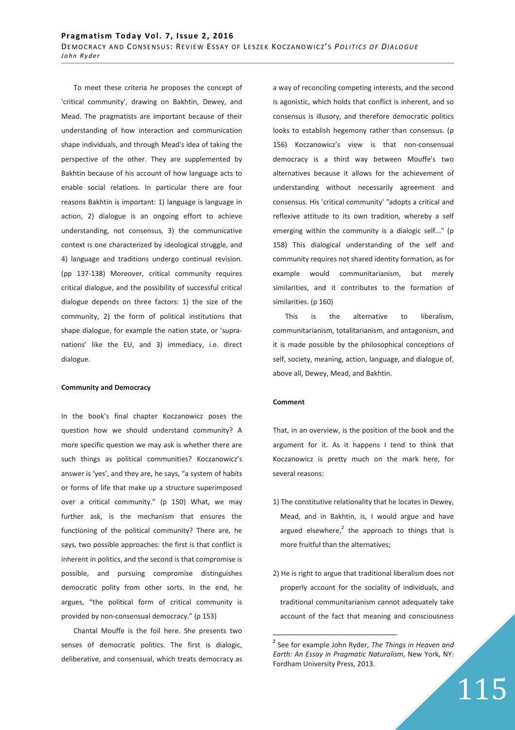To meet these criteria he proposes the concept of 'critical community', drawing on Bakhtin, Dewey, and Mead. The pragmatists are important because of their understanding of how interaction and communication shape individuals, and through Mead's idea of taking the perspective of the other. They are supplemented by Bakhtin because of his account of how language acts to enable social relations. In particular there are four reasons Bakhtin is important: 1) language is language in action, 2) dialogue is an ongoing effort to achieve understanding, not consensus, 3) the communicative context is one characterized by ideological struggle, and 4) language and traditions undergo continual revision. (pp 137-138) Moreover, critical community requires critical dialogue, and the possibility of successful critical dialogue depends on three factors: 1) the size of the community, 2) the form of political institutions that shape dialogue, for example the nation state, or 'supra-nations' like the EU, and 3) immediacy, i.e. direct dialogue.

**Community and Democracy**

In the book's final chapter Koczanowicz poses the question how we should understand community? A more specific question we may ask is whether there are such things as political communities? Koczanowicz's answer is 'yes', and they are, he says, "a system of habits or forms of life that make up a structure superimposed over a critical community." (p 150) What, we may further ask, is the mechanism that ensures the functioning of the political community? There are, he says, two possible approaches: the first is that conflict is inherent in politics, and the second is that compromise is possible, and pursuing compromise distinguishes democratic polity from other sorts. In the end, he argues, "the political form of critical community is provided by non-consensual democracy." (p 153)

Chantal Mouffe is the foil here. She presents two senses of democratic politics. The first is dialogic, deliberative, and consensual, which treats democracy as a way of reconciling competing interests, and the second is agonistic, which holds that conflict is inherent, and so consensus is illusory, and therefore democratic politics looks to establish hegemony rather than consensus. (p 156) Koczanowicz's view is that non-consensual democracy is a third way between Mouffe's two alternatives because it allows for the achievement of understanding without necessarily agreement and consensus. His 'critical community' "adopts a critical and reflexive attitude to its own tradition, whereby a self emerging within the community is a dialogic self..." (p 158) This dialogical understanding of the self and community requires not shared identity formation, as for example would communitarianism, but merely similarities, and it contributes to the formation of similarities. (p 160)

This is the alternative to liberalism, communitarianism, totalitarianism, and antagonism, and it is made possible by the philosophical conceptions of self, society, meaning, action, language, and dialogue of, above all, Dewey, Mead, and Bakhtin.

**Comment**

That, in an overview, is the position of the book and the argument for it. As it happens I tend to think that Koczanowicz is pretty much on the mark here, for several reasons:

1) The constitutive relationality that he locates in Dewey, Mead, and in Bakhtin, is, I would argue and have argued elsewhere,[2] the approach to things that is more fruitful than the alternatives;

2) He is right to argue that traditional liberalism does not properly account for the sociality of individuals, and traditional communitarianism cannot adequately take account of the fact that meaning and consciousness

[2] See for example John Ryder, *The Things in Heaven and Earth: An Essay in Pragmatic Naturalism*, New York, NY: Fordham University Press, 2013.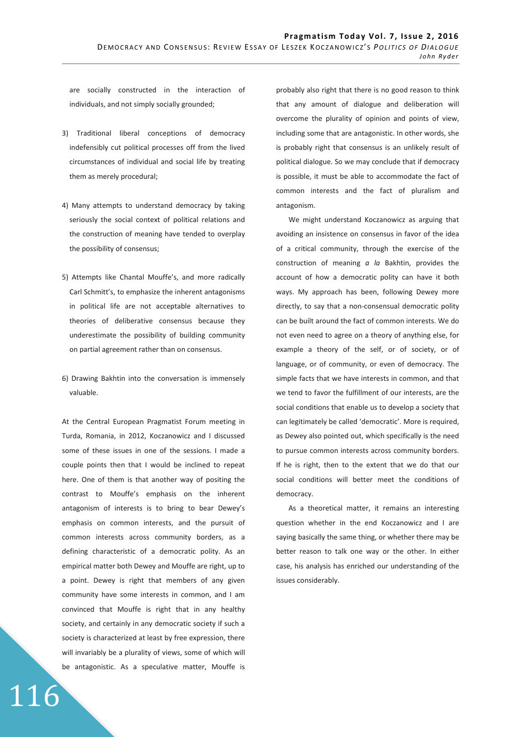are socially constructed in the interaction of individuals, and not simply socially grounded;

3) Traditional liberal conceptions of democracy indefensibly cut political processes off from the lived circumstances of individual and social life by treating them as merely procedural;

4) Many attempts to understand democracy by taking seriously the social context of political relations and the construction of meaning have tended to overplay the possibility of consensus;

5) Attempts like Chantal Mouffe's, and more radically Carl Schmitt's, to emphasize the inherent antagonisms in political life are not acceptable alternatives to theories of deliberative consensus because they underestimate the possibility of building community on partial agreement rather than on consensus.

6) Drawing Bakhtin into the conversation is immensely valuable.

At the Central European Pragmatist Forum meeting in Turda, Romania, in 2012, Koczanowicz and I discussed some of these issues in one of the sessions. I made a couple points then that I would be inclined to repeat here. One of them is that another way of positing the contrast to Mouffe's emphasis on the inherent antagonism of interests is to bring to bear Dewey's emphasis on common interests, and the pursuit of common interests across community borders, as a defining characteristic of a democratic polity. As an empirical matter both Dewey and Mouffe are right, up to a point. Dewey is right that members of any given community have some interests in common, and I am convinced that Mouffe is right that in any healthy society, and certainly in any democratic society if such a society is characterized at least by free expression, there will invariably be a plurality of views, some of which will be antagonistic. As a speculative matter, Mouffe is probably also right that there is no good reason to think that any amount of dialogue and deliberation will overcome the plurality of opinion and points of view, including some that are antagonistic. In other words, she is probably right that consensus is an unlikely result of political dialogue. So we may conclude that if democracy is possible, it must be able to accommodate the fact of common interests and the fact of pluralism and antagonism.

We might understand Koczanowicz as arguing that avoiding an insistence on consensus in favor of the idea of a critical community, through the exercise of the construction of meaning *a la* Bakhtin, provides the account of how a democratic polity can have it both ways. My approach has been, following Dewey more directly, to say that a non-consensual democratic polity can be built around the fact of common interests. We do not even need to agree on a theory of anything else, for example a theory of the self, or of society, or of language, or of community, or even of democracy. The simple facts that we have interests in common, and that we tend to favor the fulfillment of our interests, are the social conditions that enable us to develop a society that can legitimately be called 'democratic'. More is required, as Dewey also pointed out, which specifically is the need to pursue common interests across community borders. If he is right, then to the extent that we do that our social conditions will better meet the conditions of democracy.

As a theoretical matter, it remains an interesting question whether in the end Koczanowicz and I are saying basically the same thing, or whether there may be better reason to talk one way or the other. In either case, his analysis has enriched our understanding of the issues considerably.